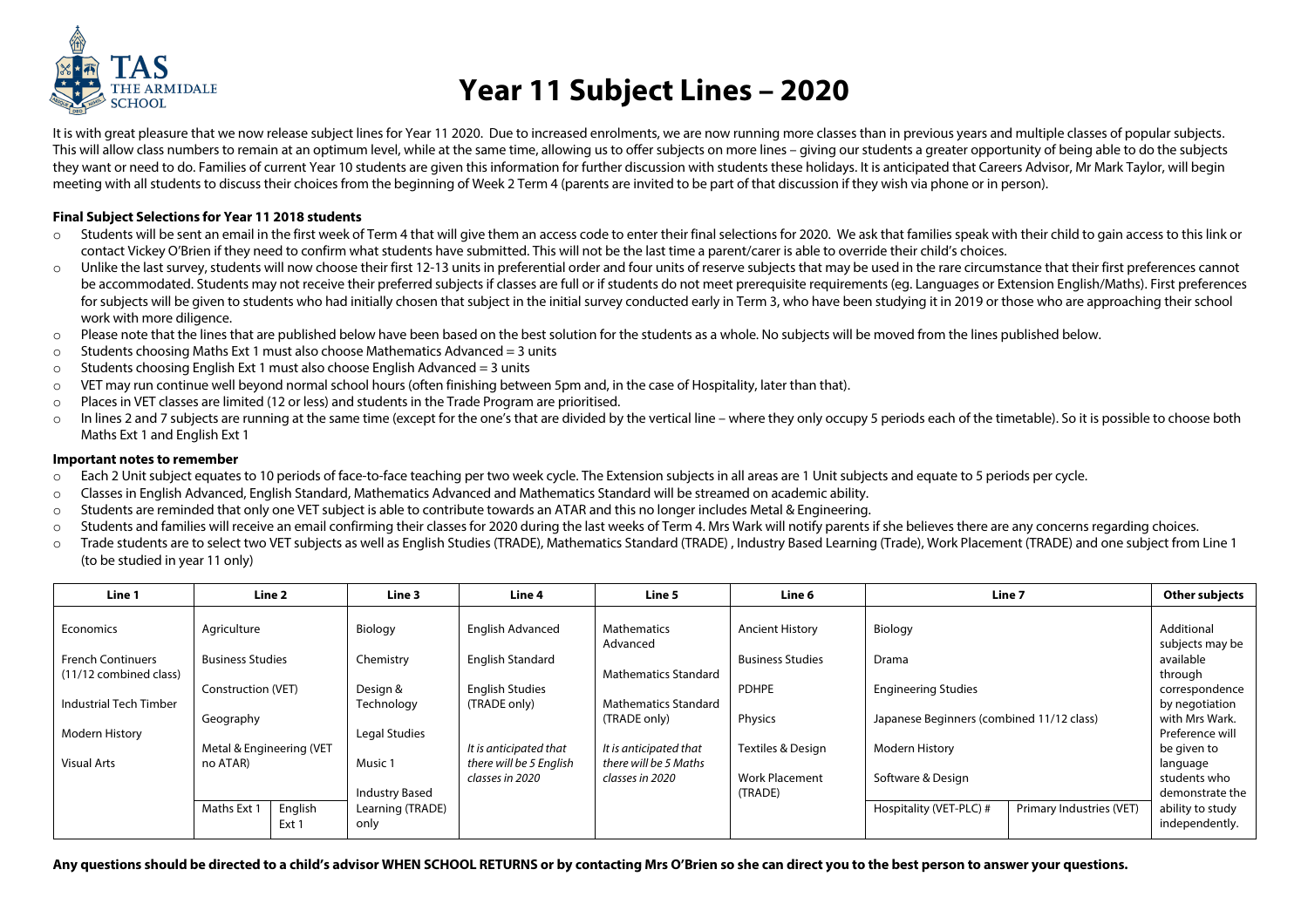# Year 11 Subject Lines – 2020

It is with great pleasure that we now release subject lines for Year 11 2020. Due to increased enrolments, we are now running more classes than in previous years and multiple classes of popular subjects. This will allow class numbers to remain at an optimum level, while at the same time, allowing us to offer subjects on more lines – giving our students a greater opportunity of being able to do the subjects they want or need to do. Families of current Year 10 students are given this information for further discussion with students these holidays. It is anticipated that Careers Advisor, Mr Mark Taylor, will begin meeting with all students to discuss their choices from the beginning of Week 2 Term 4 (parents are invited to be part of that discussion if they wish via phone or in person).

**Final Subject Selections for Year 11 2018 students**

- Students will be sent an email in the first week of Term 4 that will give them an access code to enter their final selections for 2020. We ask that families speak with their child to gain access to this link or contact Vickey O'Brien if they need to confirm what students have submitted. This will not be the last time a parent/carer is able to override their child's choices.
- Unlike the last survey, students will now choose their first 12-13 units in preferential order and four units of reserve subjects that may be used in the rare circumstance that their first preferences cannot be accommodated. Students may not receive their preferred subjects if classes are full or if students do not meet prerequisite requirements (eg. Languages or Extension English/Maths). First preferences for subjects will be given to students who had initially chosen that subject in the initial survey conducted early in Term 3, who have been studying it in 2019 or those who are approaching their school work with more diligence.
- Please note that the lines that are published below have been based on the best solution for the students as a whole. No subjects will be moved from the lines published below.
- Students choosing Maths Ext 1 must also choose Mathematics Advanced = 3 units
- Students choosing English Ext 1 must also choose English Advanced = 3 units
- VET may run continue well beyond normal school hours (often finishing between 5pm and, in the case of Hospitality, later than that).
- Places in VET classes are limited (12 or less) and students in the Trade Program are prioritised.
- In lines 2 and 7 subjects are running at the same time (except for the one's that are divided by the vertical line – where they only occupy 5 periods each of the timetable). So it is possible to choose both Maths Ext 1 and English Ext 1

**Important notes to remember**

- Each 2 Unit subject equates to 10 periods of face-to-face teaching per two week cycle. The Extension subjects in all areas are 1 Unit subjects and equate to 5 periods per cycle.
- Classes in English Advanced, English Standard, Mathematics Advanced and Mathematics Standard will be streamed on academic ability.
- Students are reminded that only one VET subject is able to contribute towards an ATAR and this no longer includes Metal & Engineering.
- Students and families will receive an email confirming their classes for 2020 during the last weeks of Term 4. Mrs Wark will notify parents if she believes there are any concerns regarding choices.
- Trade students are to select two VET subjects as well as English Studies (TRADE), Mathematics Standard (TRADE) , Industry Based Learning (Trade), Work Placement (TRADE) and one subject from Line 1 (to be studied in year 11 only)

| Line 1 | Line 2 | | Line 3 | Line 4 | Line 5 | Line 6 | Line 7 | | Other subjects |
|---|---|---|---|---|---|---|---|---|---|
| Economics | Agriculture | | Biology | English Advanced | Mathematics Advanced | Ancient History | Biology | | Additional subjects may be available through correspondence by negotiation with Mrs Wark. Preference will be given to language students who demonstrate the ability to study independently. |
| French Continuers (11/12 combined class) | Business Studies | | Chemistry | English Standard | Mathematics Standard | Business Studies | Drama | | |
| Industrial Tech Timber | Construction (VET) | | Design & Technology | English Studies (TRADE only) | Mathematics Standard (TRADE only) | PDHPE | Engineering Studies | | |
| Modern History | Geography | | Legal Studies | *It is anticipated that there will be 5 English classes in 2020* | *It is anticipated that there will be 5 Maths classes in 2020* | Physics | Japanese Beginners (combined 11/12 class) | | |
| Visual Arts | Metal & Engineering (VET no ATAR) | | Music 1 | | | Textiles & Design | Modern History | | |
| | | | Industry Based Learning (TRADE) only | | | Work Placement (TRADE) | Software & Design | | |
| | Maths Ext 1 | English Ext 1 | | | | | Hospitality (VET-PLC) # | Primary Industries (VET) | |

**Any questions should be directed to a child's advisor WHEN SCHOOL RETURNS or by contacting Mrs O'Brien so she can direct you to the best person to answer your questions.**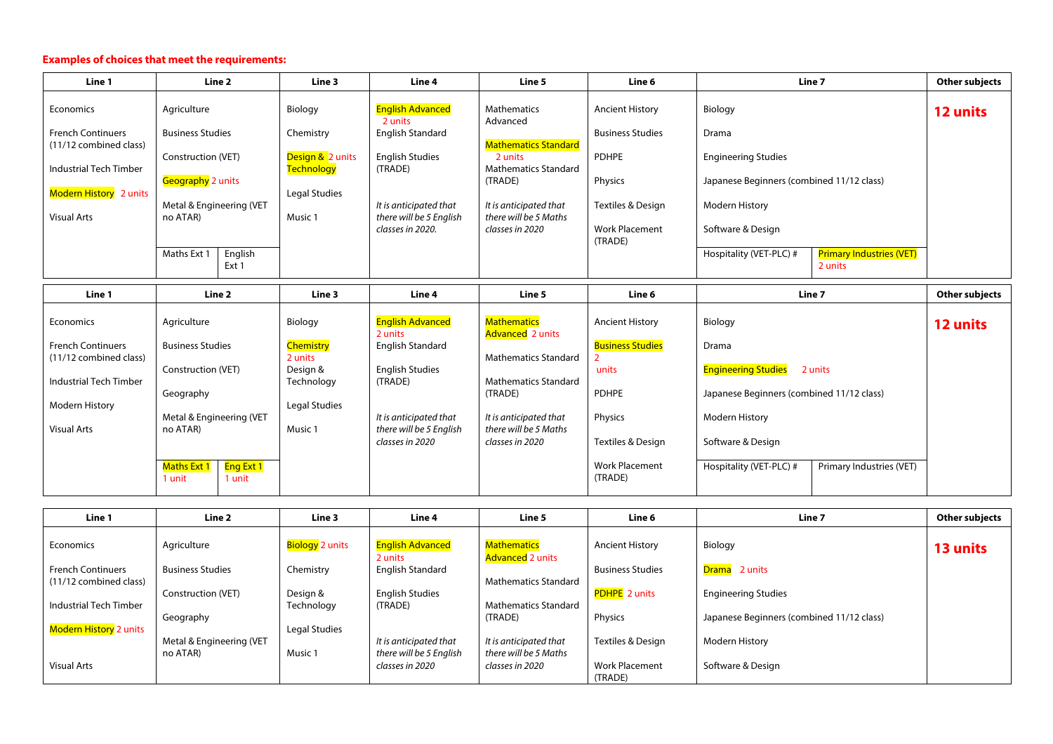**Examples of choices that meet the requirements:**

| Line 1 | Line 2 | | Line 3 | Line 4 | Line 5 | Line 6 | Line 7 | | Other subjects |
|---|---|---|---|---|---|---|---|---|---|
| Economics | Agriculture | | Biology | English Advanced 2 units | Mathematics Advanced | Ancient History | Biology | | **12 units** |
| French Continuers (11/12 combined class) | Business Studies | | Chemistry | English Standard | Mathematics Standard 2 units | Business Studies | Drama | | |
| Industrial Tech Timber | Construction (VET) | | Design & Technology 2 units | English Studies (TRADE) | Mathematics Standard (TRADE) | PDHPE | Engineering Studies | | |
| Modern History 2 units | Geography 2 units | | Legal Studies | *It is anticipated that there will be 5 English classes in 2020.* | *It is anticipated that there will be 5 Maths classes in 2020* | Physics | Japanese Beginners (combined 11/12 class) | | |
| Visual Arts | Metal & Engineering (VET no ATAR) | | Music 1 | | | Textiles & Design | Modern History | | |
| | | | | | | Work Placement (TRADE) | Software & Design | | |
| | Maths Ext 1 | English Ext 1 | | | | | Hospitality (VET-PLC) # | Primary Industries (VET) 2 units | |

| Line 1 | Line 2 | | Line 3 | Line 4 | Line 5 | Line 6 | Line 7 | | Other subjects |
|---|---|---|---|---|---|---|---|---|---|
| Economics | Agriculture | | Biology | English Advanced 2 units | Mathematics Advanced 2 units | Ancient History | Biology | | **12 units** |
| French Continuers (11/12 combined class) | Business Studies | | Chemistry 2 units | English Standard | Mathematics Standard | Business Studies 2 units | Drama | | |
| Industrial Tech Timber | Construction (VET) | | Design & Technology | English Studies (TRADE) | Mathematics Standard (TRADE) | PDHPE | Engineering Studies 2 units | | |
| Modern History | Geography | | Legal Studies | *It is anticipated that there will be 5 English classes in 2020* | *It is anticipated that there will be 5 Maths classes in 2020* | Physics | Japanese Beginners (combined 11/12 class) | | |
| Visual Arts | Metal & Engineering (VET no ATAR) | | Music 1 | | | Textiles & Design | Modern History | | |
| | | | | | | | Software & Design | | |
| | Maths Ext 1 1 unit | Eng Ext 1 1 unit | | | | Work Placement (TRADE) | Hospitality (VET-PLC) # | Primary Industries (VET) | |

| Line 1 | Line 2 | Line 3 | Line 4 | Line 5 | Line 6 | Line 7 | Other subjects |
|---|---|---|---|---|---|---|---|
| Economics | Agriculture | Biology 2 units | English Advanced 2 units | Mathematics Advanced 2 units | Ancient History | Biology | **13 units** |
| French Continuers (11/12 combined class) | Business Studies | Chemistry | English Standard | Mathematics Standard | Business Studies | Drama 2 units | |
| Industrial Tech Timber | Construction (VET) | Design & Technology | English Studies (TRADE) | Mathematics Standard (TRADE) | PDHPE 2 units | Engineering Studies | |
| Modern History 2 units | Geography | Legal Studies | *It is anticipated that there will be 5 English classes in 2020* | *It is anticipated that there will be 5 Maths classes in 2020* | Physics | Japanese Beginners (combined 11/12 class) | |
| Visual Arts | Metal & Engineering (VET no ATAR) | Music 1 | | | Textiles & Design | Modern History | |
| | | | | | Work Placement (TRADE) | Software & Design | |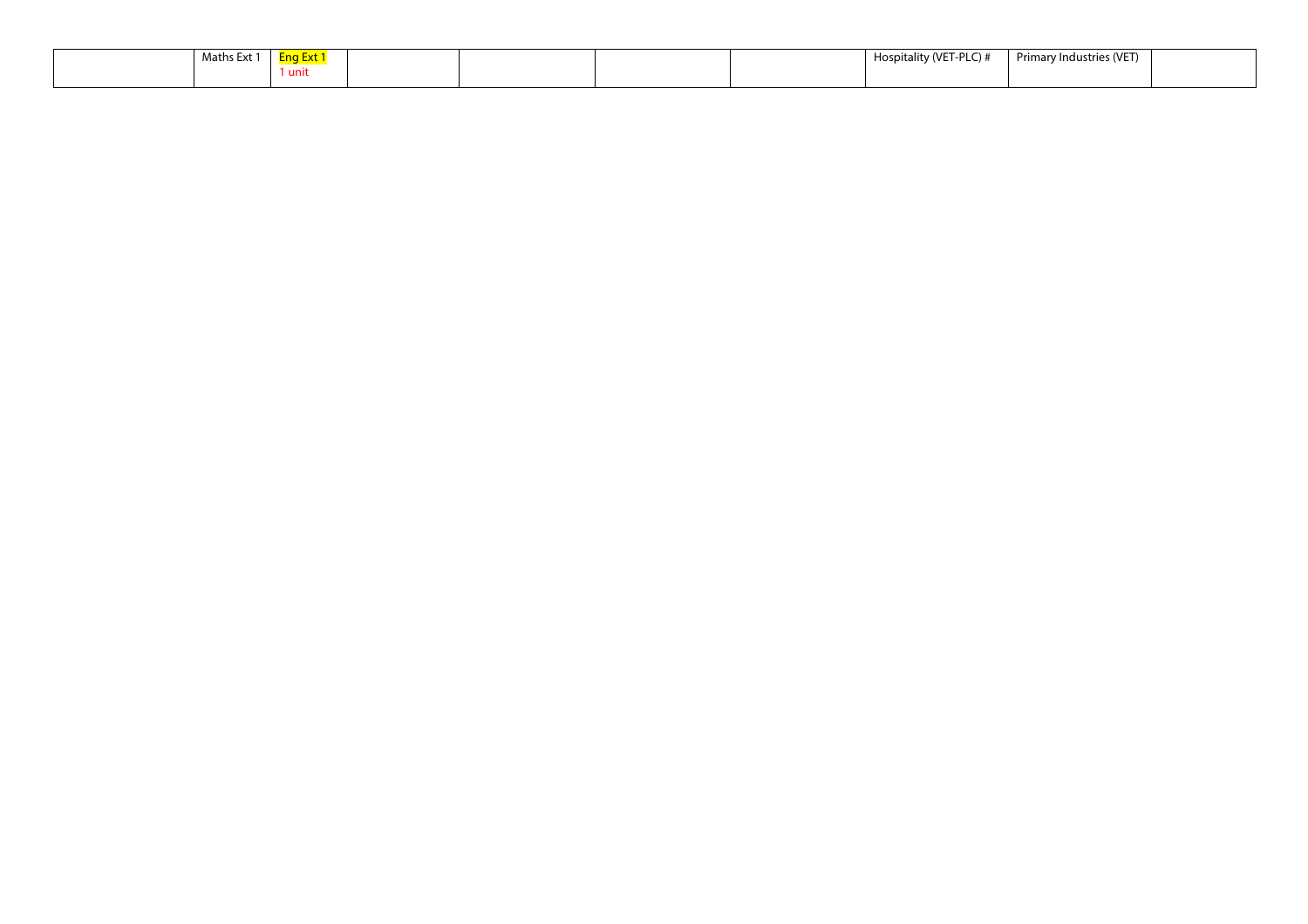| | | | | | | | | | |
|---|---|---|---|---|---|---|---|---|---|
| | Maths Ext 1 | Eng Ext 1 1 unit | | | | | Hospitality (VET-PLC) # | Primary Industries (VET) | |